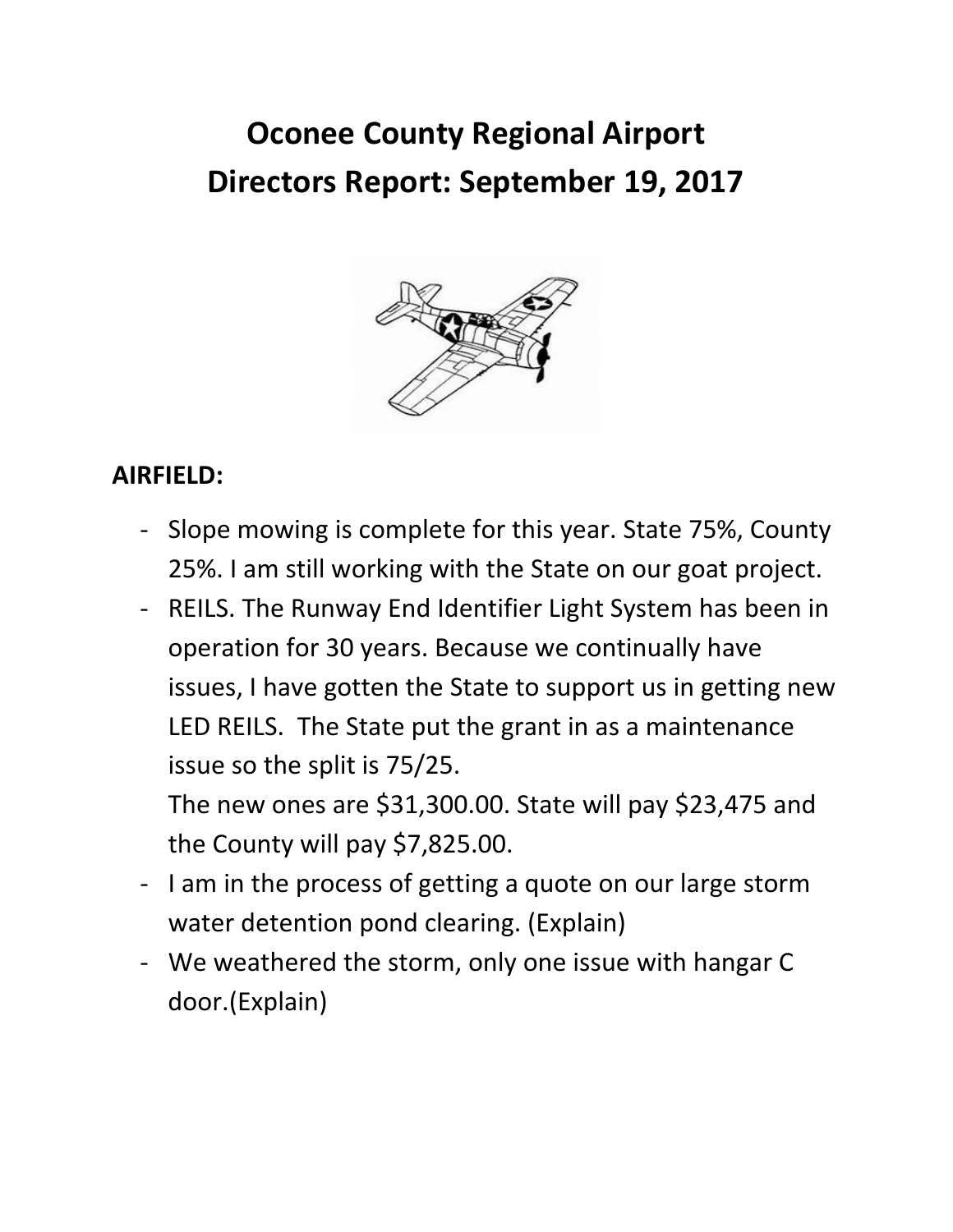# Oconee County Regional Airport
# Directors Report: September 19, 2017

**AIRFIELD:**

- Slope mowing is complete for this year. State 75%, County 25%. I am still working with the State on our goat project.
- REILS. The Runway End Identifier Light System has been in operation for 30 years. Because we continually have issues, I have gotten the State to support us in getting new LED REILS. The State put the grant in as a maintenance issue so the split is 75/25.
  The new ones are $31,300.00. State will pay $23,475 and the County will pay $7,825.00.
- I am in the process of getting a quote on our large storm water detention pond clearing. (Explain)
- We weathered the storm, only one issue with hangar C door.(Explain)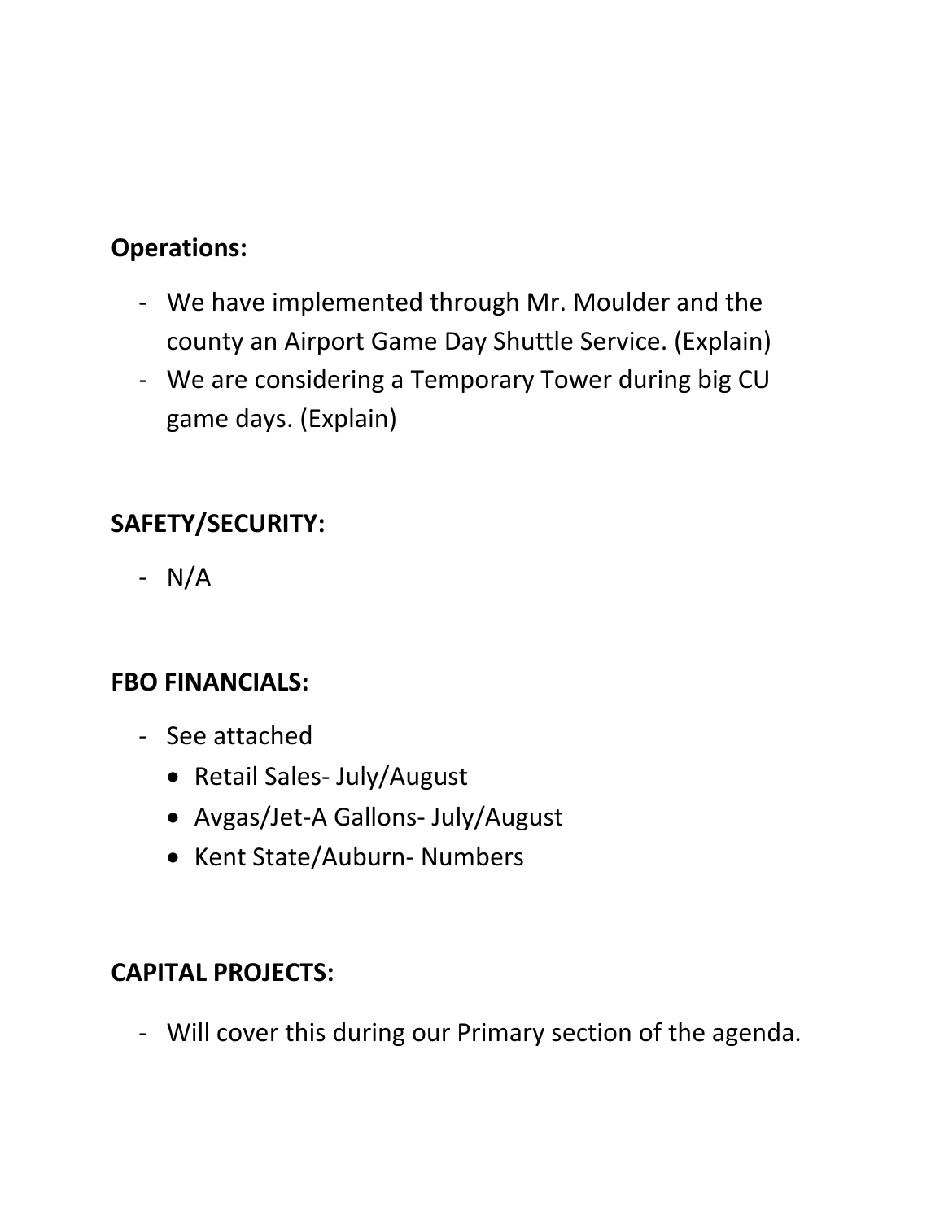**Operations:**

- We have implemented through Mr. Moulder and the county an Airport Game Day Shuttle Service. (Explain)
- We are considering a Temporary Tower during big CU game days. (Explain)

**SAFETY/SECURITY:**

- N/A

**FBO FINANCIALS:**

- See attached
  - Retail Sales- July/August
  - Avgas/Jet-A Gallons- July/August
  - Kent State/Auburn- Numbers

**CAPITAL PROJECTS:**

- Will cover this during our Primary section of the agenda.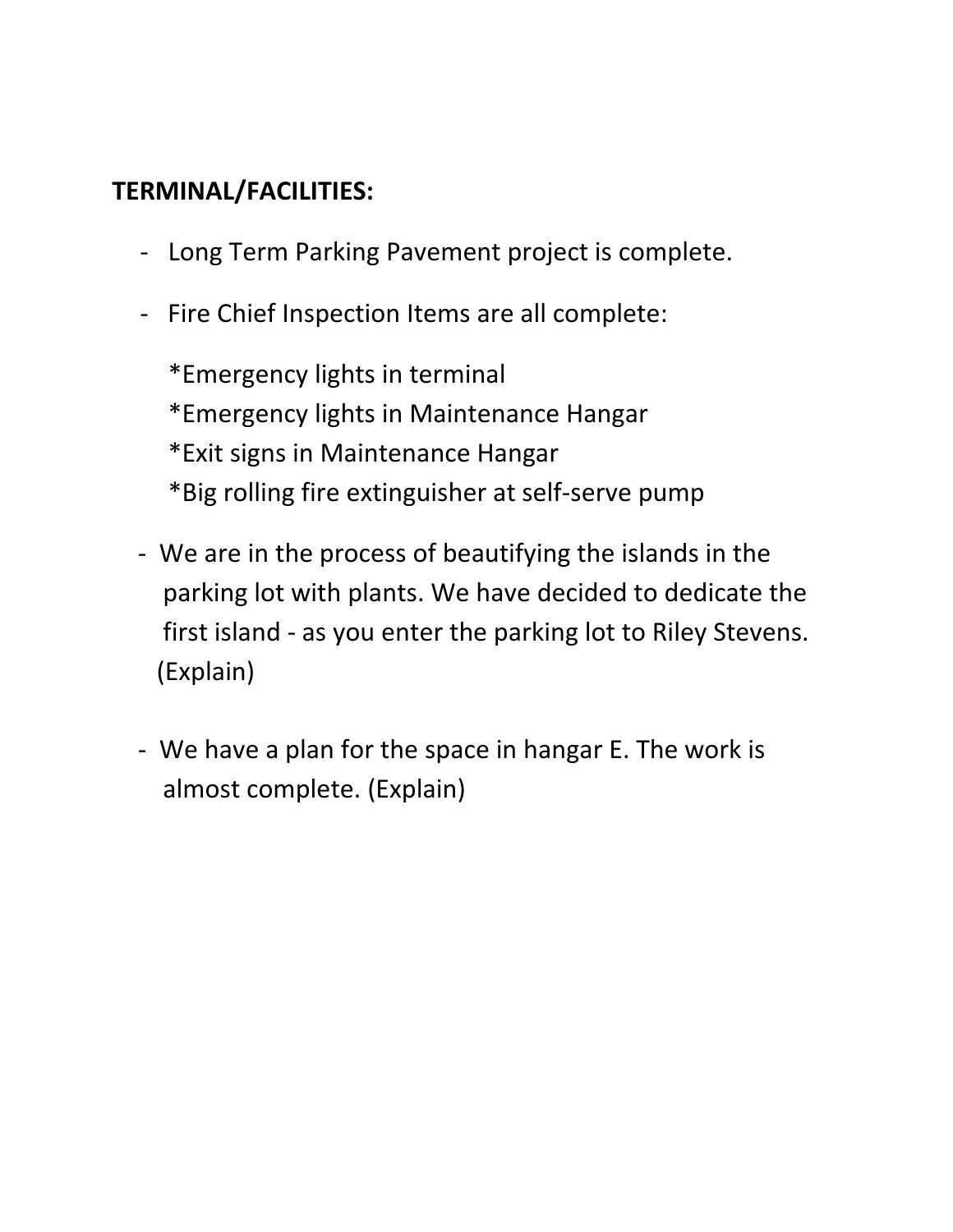**TERMINAL/FACILITIES:**

- Long Term Parking Pavement project is complete.
- Fire Chief Inspection Items are all complete:

  *Emergency lights in terminal
  *Emergency lights in Maintenance Hangar
  *Exit signs in Maintenance Hangar
  *Big rolling fire extinguisher at self-serve pump

- We are in the process of beautifying the islands in the parking lot with plants. We have decided to dedicate the first island - as you enter the parking lot to Riley Stevens. (Explain)

- We have a plan for the space in hangar E. The work is almost complete. (Explain)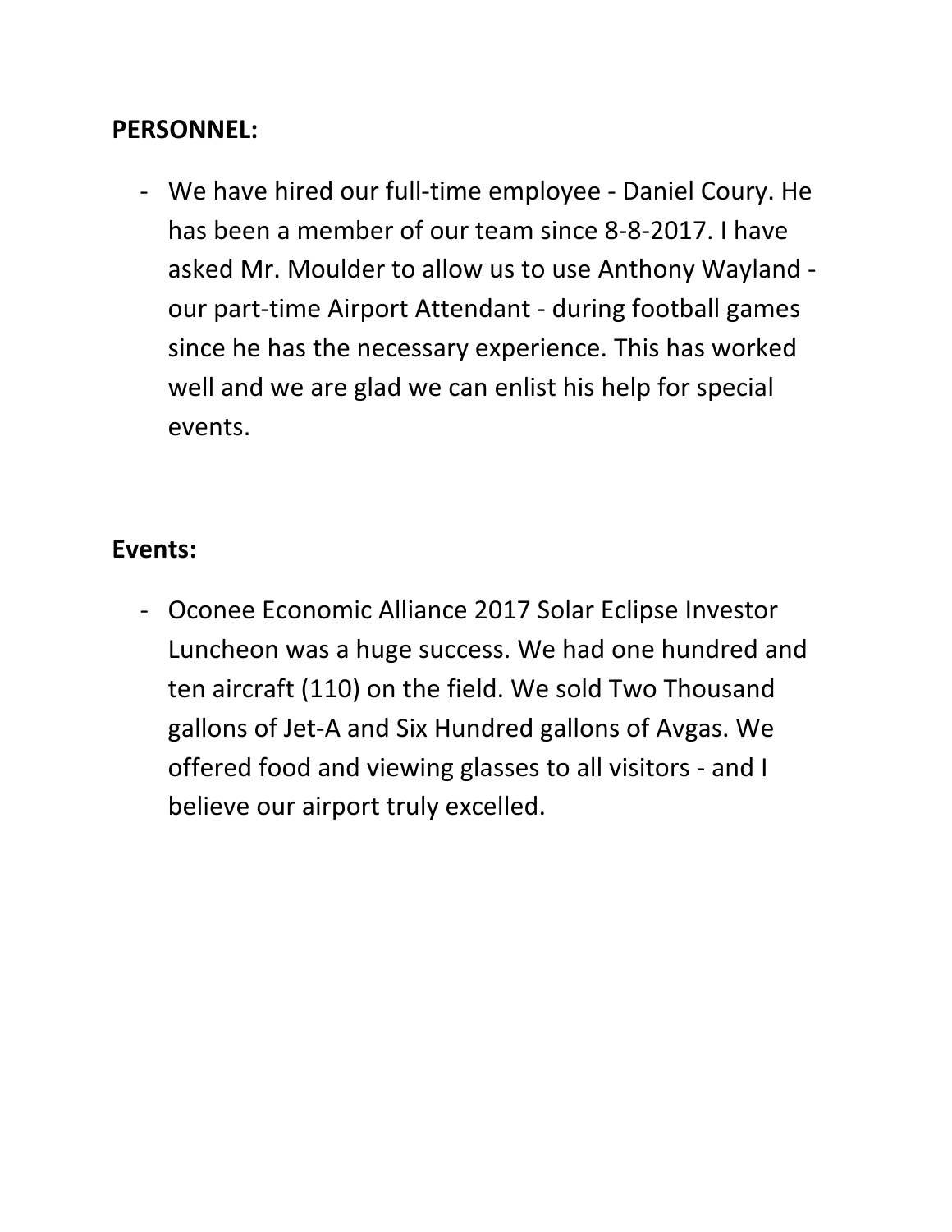**PERSONNEL:**

- We have hired our full-time employee - Daniel Coury. He has been a member of our team since 8-8-2017. I have asked Mr. Moulder to allow us to use Anthony Wayland - our part-time Airport Attendant - during football games since he has the necessary experience. This has worked well and we are glad we can enlist his help for special events.

**Events:**

- Oconee Economic Alliance 2017 Solar Eclipse Investor Luncheon was a huge success. We had one hundred and ten aircraft (110) on the field. We sold Two Thousand gallons of Jet-A and Six Hundred gallons of Avgas. We offered food and viewing glasses to all visitors - and I believe our airport truly excelled.